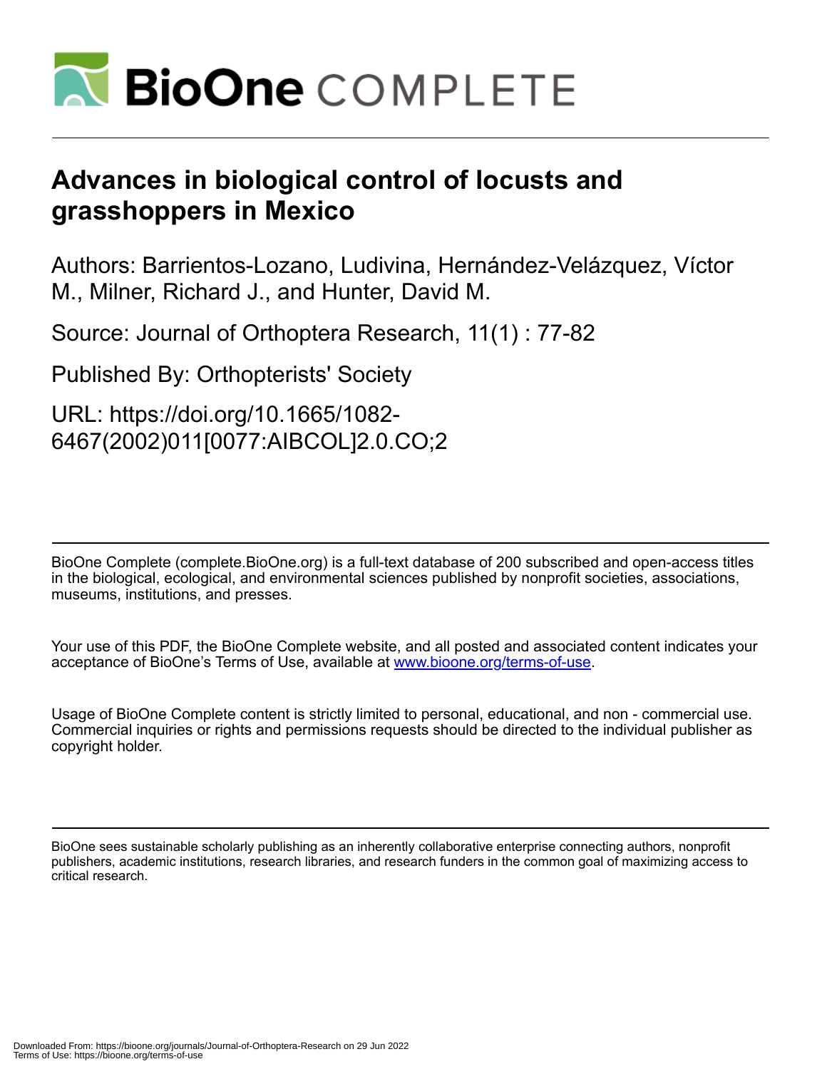# Advances in biological control of locusts and grasshoppers in Mexico

Authors: Barrientos-Lozano, Ludivina, Hernández-Velázquez, Víctor M., Milner, Richard J., and Hunter, David M.

Source: Journal of Orthoptera Research, 11(1) : 77-82

Published By: Orthopterists' Society

URL: https://doi.org/10.1665/1082-6467(2002)011[0077:AIBCOL]2.0.CO;2

BioOne Complete (complete.BioOne.org) is a full-text database of 200 subscribed and open-access titles in the biological, ecological, and environmental sciences published by nonprofit societies, associations, museums, institutions, and presses.

Your use of this PDF, the BioOne Complete website, and all posted and associated content indicates your acceptance of BioOne's Terms of Use, available at www.bioone.org/terms-of-use.

Usage of BioOne Complete content is strictly limited to personal, educational, and non - commercial use. Commercial inquiries or rights and permissions requests should be directed to the individual publisher as copyright holder.

BioOne sees sustainable scholarly publishing as an inherently collaborative enterprise connecting authors, nonprofit publishers, academic institutions, research libraries, and research funders in the common goal of maximizing access to critical research.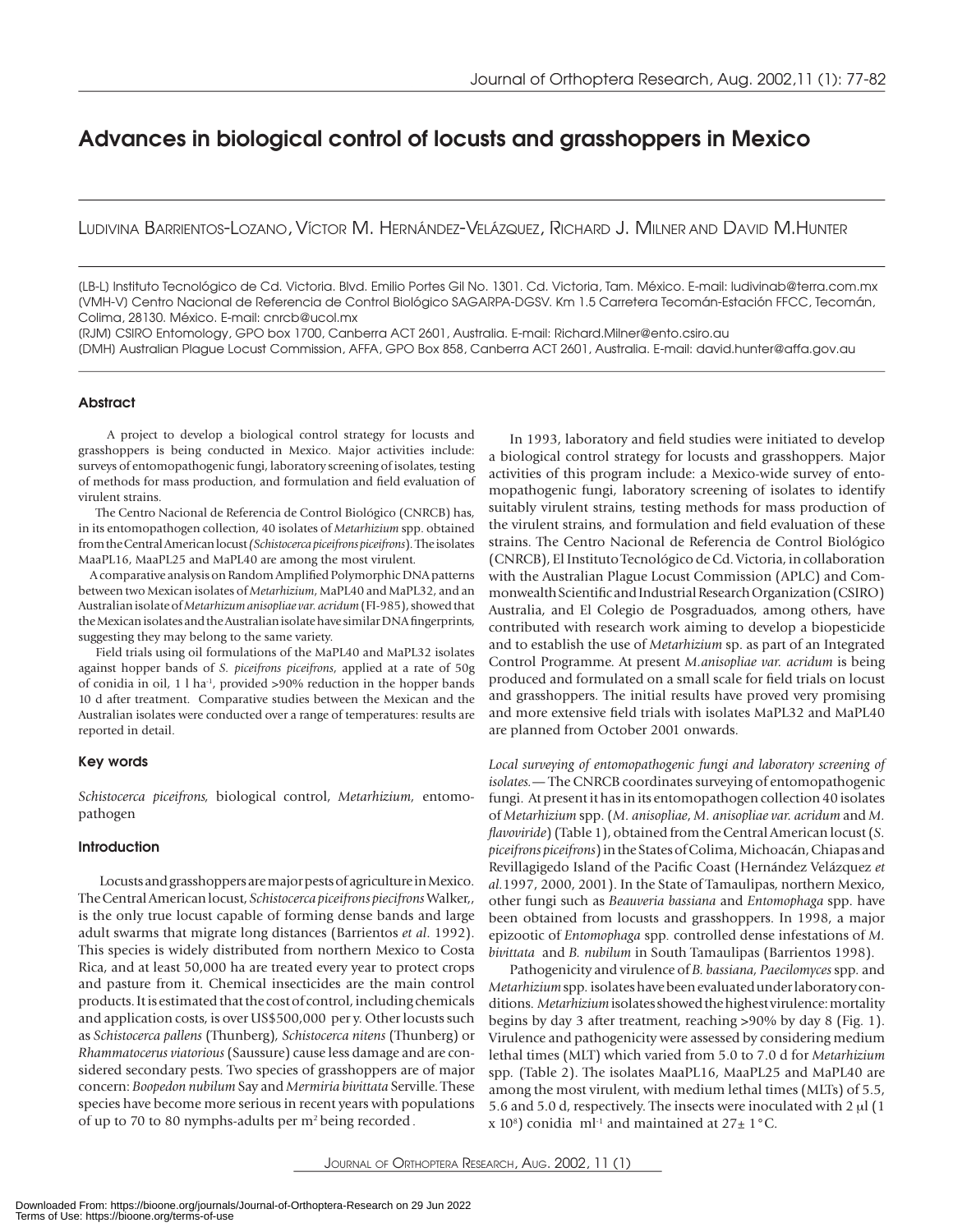# Advances in biological control of locusts and grasshoppers in Mexico

LUDIVINA BARRIENTOS-LOZANO, VÍCTOR M. HERNÁNDEZ-VELÁZQUEZ, RICHARD J. MILNER AND DAVID M.HUNTER

(LB-L) Instituto Tecnológico de Cd. Victoria. Blvd. Emilio Portes Gil No. 1301. Cd. Victoria, Tam. México. E-mail: ludivinab@terra.com.mx
(VMH-V) Centro Nacional de Referencia de Control Biológico SAGARPA-DGSV. Km 1.5 Carretera Tecomán-Estación FFCC, Tecomán, Colima, 28130. México. E-mail: cnrcb@ucol.mx
(RJM) CSIRO Entomology, GPO box 1700, Canberra ACT 2601, Australia. E-mail: Richard.Milner@ento.csiro.au
(DMH) Australian Plague Locust Commission, AFFA, GPO Box 858, Canberra ACT 2601, Australia. E-mail: david.hunter@affa.gov.au

## Abstract

A project to develop a biological control strategy for locusts and grasshoppers is being conducted in Mexico. Major activities include: surveys of entomopathogenic fungi, laboratory screening of isolates, testing of methods for mass production, and formulation and field evaluation of virulent strains.

The Centro Nacional de Referencia de Control Biológico (CNRCB) has, in its entomopathogen collection, 40 isolates of *Metarhizium* spp. obtained from the Central American locust *(Schistocerca piceifrons piceifrons)*. The isolates MaaPL16, MaaPL25 and MaPL40 are among the most virulent.

A comparative analysis on Random Amplified Polymorphic DNA patterns between two Mexican isolates of *Metarhizium*, MaPL40 and MaPL32, and an Australian isolate of *Metarhizium anisopliae var. acridum* (FI-985), showed that the Mexican isolates and the Australian isolate have similar DNA fingerprints, suggesting they may belong to the same variety.

Field trials using oil formulations of the MaPL40 and MaPL32 isolates against hopper bands of *S. piceifrons piceifrons*, applied at a rate of 50g of conidia in oil, 1 l ha$^{-1}$, provided >90% reduction in the hopper bands 10 d after treatment. Comparative studies between the Mexican and the Australian isolates were conducted over a range of temperatures: results are reported in detail.

## Key words

*Schistocerca piceifrons,* biological control, *Metarhizium,* entomopathogen

## Introduction

Locusts and grasshoppers are major pests of agriculture in Mexico. The Central American locust, *Schistocerca piceifrons piecifrons* Walker,, is the only true locust capable of forming dense bands and large adult swarms that migrate long distances (Barrientos *et al.* 1992). This species is widely distributed from northern Mexico to Costa Rica, and at least 50,000 ha are treated every year to protect crops and pasture from it. Chemical insecticides are the main control products. It is estimated that the cost of control, including chemicals and application costs, is over US$500,000 per y. Other locusts such as *Schistocerca pallens* (Thunberg), *Schistocerca nitens* (Thunberg) or *Rhammatocerus viatorious* (Saussure) cause less damage and are considered secondary pests. Two species of grasshoppers are of major concern: *Boopedon nubilum* Say and *Mermiria bivittata* Serville. These species have become more serious in recent years with populations of up to 70 to 80 nymphs-adults per m$^2$ being recorded .

In 1993, laboratory and field studies were initiated to develop a biological control strategy for locusts and grasshoppers. Major activities of this program include: a Mexico-wide survey of entomopathogenic fungi, laboratory screening of isolates to identify suitably virulent strains, testing methods for mass production of the virulent strains, and formulation and field evaluation of these strains. The Centro Nacional de Referencia de Control Biológico (CNRCB), El Instituto Tecnológico de Cd. Victoria, in collaboration with the Australian Plague Locust Commission (APLC) and Commonwealth Scientific and Industrial Research Organization (CSIRO) Australia, and El Colegio de Posgraduados, among others, have contributed with research work aiming to develop a biopesticide and to establish the use of *Metarhizium* sp. as part of an Integrated Control Programme. At present *M.anisopliae var. acridum* is being produced and formulated on a small scale for field trials on locust and grasshoppers. The initial results have proved very promising and more extensive field trials with isolates MaPL32 and MaPL40 are planned from October 2001 onwards.

*Local surveying of entomopathogenic fungi and laboratory screening of isolates.*— The CNRCB coordinates surveying of entomopathogenic fungi. At present it has in its entomopathogen collection 40 isolates of *Metarhizium* spp. (*M. anisopliae*, *M. anisopliae var. acridum* and *M. flavoviride*) (Table 1), obtained from the Central American locust (*S. piceifrons piceifrons*) in the States of Colima, Michoacán, Chiapas and Revillagigedo Island of the Pacific Coast (Hernández Velázquez *et al.* 1997, 2000, 2001). In the State of Tamaulipas, northern Mexico, other fungi such as *Beauveria bassiana* and *Entomophaga* spp. have been obtained from locusts and grasshoppers. In 1998, a major epizootic of *Entomophaga* spp. controlled dense infestations of *M. bivittata* and *B. nubilum* in South Tamaulipas (Barrientos 1998).

Pathogenicity and virulence of *B. bassiana, Paecilomyces* spp. and *Metarhizium* spp. isolates have been evaluated under laboratory conditions. *Metarhizium* isolates showed the highest virulence: mortality begins by day 3 after treatment, reaching >90% by day 8 (Fig. 1). Virulence and pathogenicity were assessed by considering medium lethal times (MLT) which varied from 5.0 to 7.0 d for *Metarhizium* spp. (Table 2). The isolates MaaPL16, MaaPL25 and MaPL40 are among the most virulent, with medium lethal times (MLTs) of 5.5, 5.6 and 5.0 d, respectively. The insects were inoculated with 2 μl (1 x 10$^8$) conidia ml$^{-1}$ and maintained at 27± 1°C.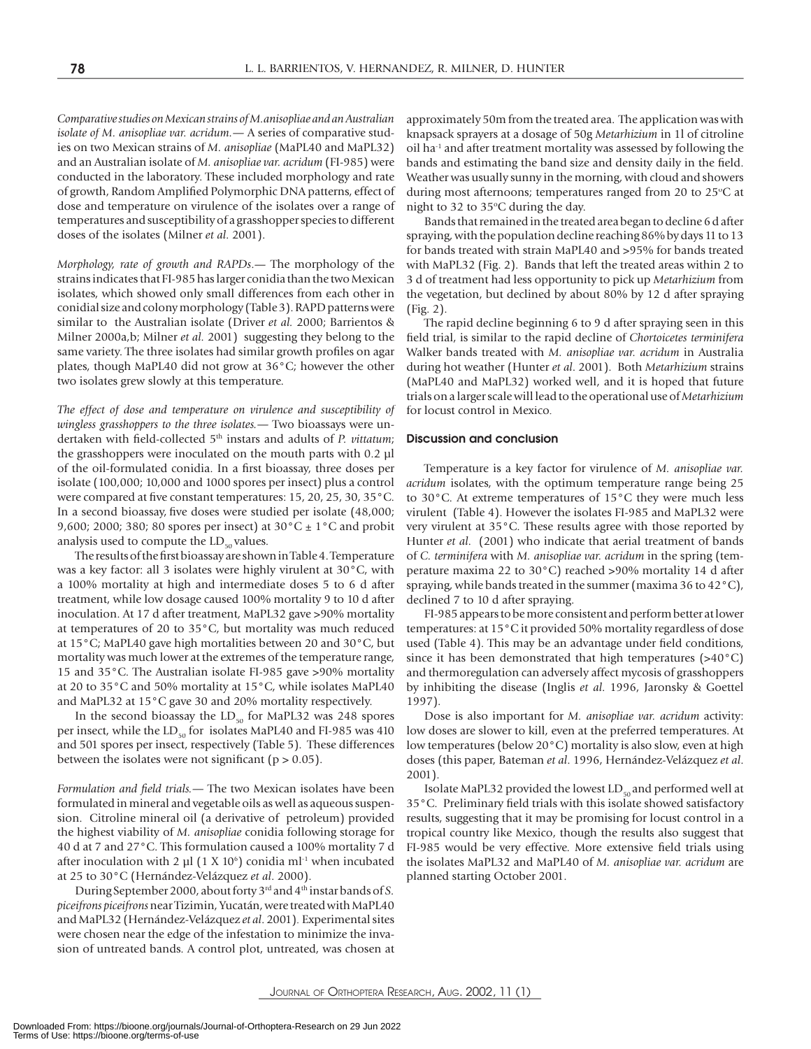*Comparative studies on Mexican strains of M. anisopliae and an Australian isolate of M. anisopliae var. acridum.*— A series of comparative studies on two Mexican strains of *M. anisopliae* (MaPL40 and MaPL32) and an Australian isolate of *M. anisopliae var. acridum* (FI-985) were conducted in the laboratory. These included morphology and rate of growth, Random Amplified Polymorphic DNA patterns, effect of dose and temperature on virulence of the isolates over a range of temperatures and susceptibility of a grasshopper species to different doses of the isolates (Milner *et al.* 2001).

*Morphology, rate of growth and RAPDs.*— The morphology of the strains indicates that FI-985 has larger conidia than the two Mexican isolates, which showed only small differences from each other in conidial size and colony morphology (Table 3). RAPD patterns were similar to the Australian isolate (Driver *et al.* 2000; Barrientos & Milner 2000a,b; Milner *et al.* 2001) suggesting they belong to the same variety. The three isolates had similar growth profiles on agar plates, though MaPL40 did not grow at 36°C; however the other two isolates grew slowly at this temperature.

*The effect of dose and temperature on virulence and susceptibility of wingless grasshoppers to the three isolates.*— Two bioassays were undertaken with field-collected 5th instars and adults of *P. vittatum*; the grasshoppers were inoculated on the mouth parts with 0.2 µl of the oil-formulated conidia. In a first bioassay, three doses per isolate (100,000; 10,000 and 1000 spores per insect) plus a control were compared at five constant temperatures: 15, 20, 25, 30, 35°C. In a second bioassay, five doses were studied per isolate (48,000; 9,600; 2000; 380; 80 spores per insect) at 30°C ± 1°C and probit analysis used to compute the $LD_{50}$ values.

The results of the first bioassay are shown in Table 4. Temperature was a key factor: all 3 isolates were highly virulent at 30°C, with a 100% mortality at high and intermediate doses 5 to 6 d after treatment, while low dosage caused 100% mortality 9 to 10 d after inoculation. At 17 d after treatment, MaPL32 gave >90% mortality at temperatures of 20 to 35°C, but mortality was much reduced at 15°C; MaPL40 gave high mortalities between 20 and 30°C, but mortality was much lower at the extremes of the temperature range, 15 and 35°C. The Australian isolate FI-985 gave >90% mortality at 20 to 35°C and 50% mortality at 15°C, while isolates MaPL40 and MaPL32 at 15°C gave 30 and 20% mortality respectively.

In the second bioassay the $LD_{50}$ for MaPL32 was 248 spores per insect, while the $LD_{50}$ for isolates MaPL40 and FI-985 was 410 and 501 spores per insect, respectively (Table 5). These differences between the isolates were not significant ($p > 0.05$).

*Formulation and field trials.*— The two Mexican isolates have been formulated in mineral and vegetable oils as well as aqueous suspension. Citroline mineral oil (a derivative of petroleum) provided the highest viability of *M. anisopliae* conidia following storage for 40 d at 7 and 27°C. This formulation caused a 100% mortality 7 d after inoculation with 2 µl ($1 \times 10^6$) conidia ml$^{-1}$ when incubated at 25 to 30°C (Hernández-Velázquez *et al.* 2000).

During September 2000, about forty 3rd and 4th instar bands of *S. piceifrons piceifrons* near Tizimin, Yucatán, were treated with MaPL40 and MaPL32 (Hernández-Velázquez *et al.* 2001). Experimental sites were chosen near the edge of the infestation to minimize the invasion of untreated bands. A control plot, untreated, was chosen at approximately 50m from the treated area. The application was with knapsack sprayers at a dosage of 50g *Metarhizium* in 1l of citroline oil ha$^{-1}$ and after treatment mortality was assessed by following the bands and estimating the band size and density daily in the field. Weather was usually sunny in the morning, with cloud and showers during most afternoons; temperatures ranged from 20 to 25°C at night to 32 to 35°C during the day.

Bands that remained in the treated area began to decline 6 d after spraying, with the population decline reaching 86% by days 11 to 13 for bands treated with strain MaPL40 and >95% for bands treated with MaPL32 (Fig. 2). Bands that left the treated areas within 2 to 3 d of treatment had less opportunity to pick up *Metarhizium* from the vegetation, but declined by about 80% by 12 d after spraying (Fig. 2).

The rapid decline beginning 6 to 9 d after spraying seen in this field trial, is similar to the rapid decline of *Chortoicetes terminifera* Walker bands treated with *M. anisopliae var. acridum* in Australia during hot weather (Hunter *et al.* 2001). Both *Metarhizium* strains (MaPL40 and MaPL32) worked well, and it is hoped that future trials on a larger scale will lead to the operational use of *Metarhizium* for locust control in Mexico.

## Discussion and conclusion

Temperature is a key factor for virulence of *M. anisopliae var. acridum* isolates, with the optimum temperature range being 25 to 30°C. At extreme temperatures of 15°C they were much less virulent (Table 4). However the isolates FI-985 and MaPL32 were very virulent at 35°C. These results agree with those reported by Hunter *et al.* (2001) who indicate that aerial treatment of bands of *C. terminifera* with *M. anisopliae var. acridum* in the spring (temperature maxima 22 to 30°C) reached >90% mortality 14 d after spraying, while bands treated in the summer (maxima 36 to 42°C), declined 7 to 10 d after spraying.

FI-985 appears to be more consistent and perform better at lower temperatures: at 15°C it provided 50% mortality regardless of dose used (Table 4). This may be an advantage under field conditions, since it has been demonstrated that high temperatures (>40°C) and thermoregulation can adversely affect mycosis of grasshoppers by inhibiting the disease (Inglis *et al.* 1996, Jaronsky & Goettel 1997).

Dose is also important for *M. anisopliae var. acridum* activity: low doses are slower to kill, even at the preferred temperatures. At low temperatures (below 20°C) mortality is also slow, even at high doses (this paper, Bateman *et al.* 1996, Hernández-Velázquez *et al.* 2001).

Isolate MaPL32 provided the lowest $LD_{50}$ and performed well at 35°C. Preliminary field trials with this isolate showed satisfactory results, suggesting that it may be promising for locust control in a tropical country like Mexico, though the results also suggest that FI-985 would be very effective. More extensive field trials using the isolates MaPL32 and MaPL40 of *M. anisopliae var. acridum* are planned starting October 2001.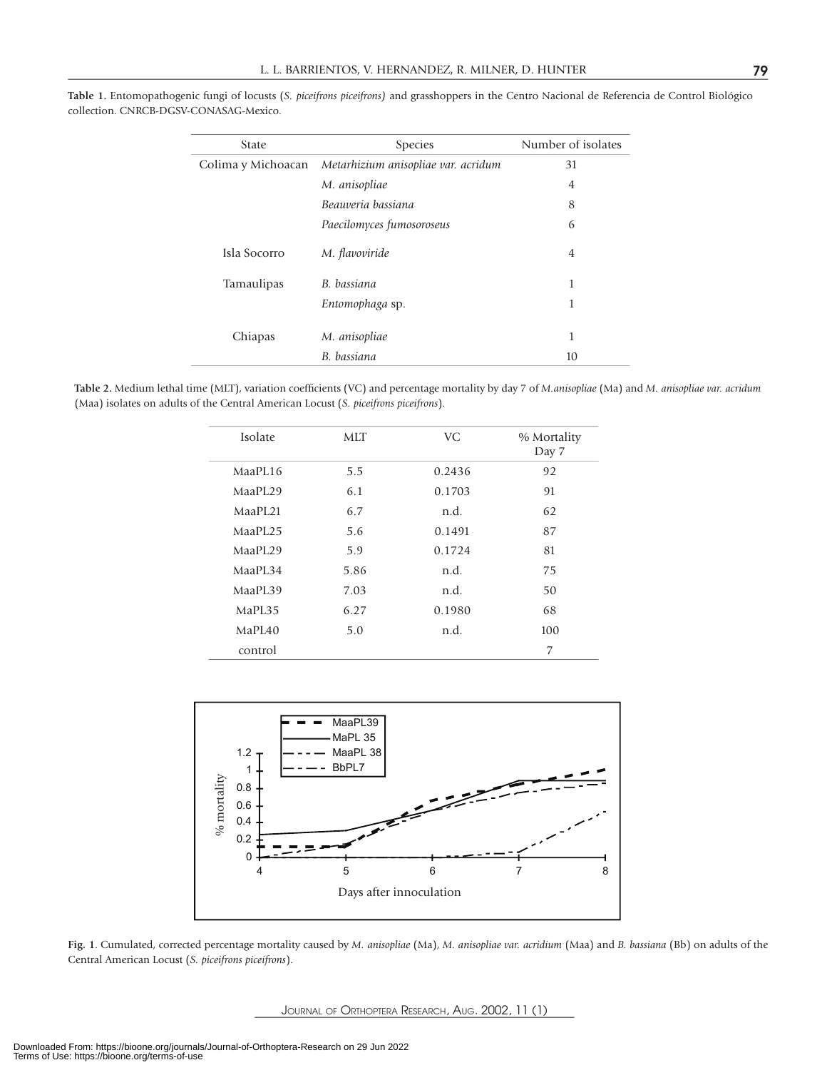**Table 1.** Entomopathogenic fungi of locusts (*S. piceifrons piceifrons)* and grasshoppers in the Centro Nacional de Referencia de Control Biológico collection. CNRCB-DGSV-CONASAG-Mexico.

| State | Species | Number of isolates |
|---|---|---|
| Colima y Michoacan | *Metarhizium anisopliae var. acridum* | 31 |
| | *M. anisopliae* | 4 |
| | *Beauveria bassiana* | 8 |
| | *Paecilomyces fumosoroseus* | 6 |
| Isla Socorro | *M. flavoviride* | 4 |
| Tamaulipas | *B. bassiana* | 1 |
| | *Entomophaga* sp. | 1 |
| Chiapas | *M. anisopliae* | 1 |
| | *B. bassiana* | 10 |

**Table 2.** Medium lethal time (MLT), variation coefficients (VC) and percentage mortality by day 7 of *M.anisopliae* (Ma) and *M. anisopliae var. acridum* (Maa) isolates on adults of the Central American Locust (*S. piceifrons piceifrons*).

| Isolate | MLT | VC | % Mortality Day 7 |
|---|---|---|---|
| MaaPL16 | 5.5 | 0.2436 | 92 |
| MaaPL29 | 6.1 | 0.1703 | 91 |
| MaaPL21 | 6.7 | n.d. | 62 |
| MaaPL25 | 5.6 | 0.1491 | 87 |
| MaaPL29 | 5.9 | 0.1724 | 81 |
| MaaPL34 | 5.86 | n.d. | 75 |
| MaaPL39 | 7.03 | n.d. | 50 |
| MaPL35 | 6.27 | 0.1980 | 68 |
| MaPL40 | 5.0 | n.d. | 100 |
| control | | | 7 |

**Fig. 1**. Cumulated, corrected percentage mortality caused by *M. anisopliae* (Ma), *M. anisopliae var. acridium* (Maa) and *B. bassiana* (Bb) on adults of the Central American Locust (*S. piceifrons piceifrons*).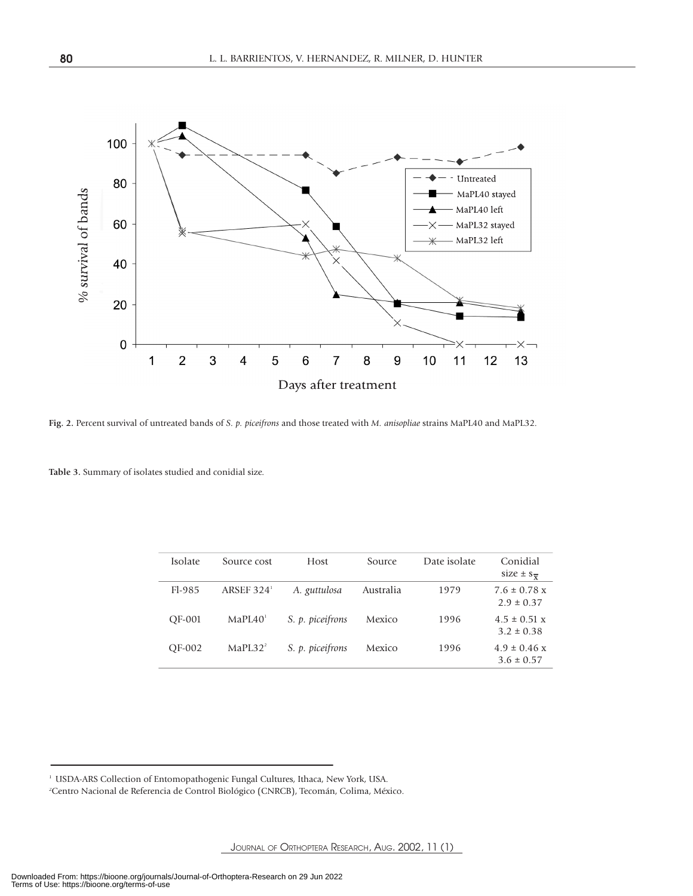**Fig. 2.** Percent survival of untreated bands of *S. p. piceifrons* and those treated with *M. anisopliae* strains MaPL40 and MaPL32.

**Table 3.** Summary of isolates studied and conidial size.

| Isolate | Source cost | Host | Source | Date isolate | Conidial size ± $s_{\bar{x}}$ |
|---|---|---|---|---|---|
| Fl-985 | ARSEF 324[1] | *A. guttulosa* | Australia | 1979 | 7.6 ± 0.78 x 2.9 ± 0.37 |
| QF-001 | MaPL40[1] | *S. p. piceifrons* | Mexico | 1996 | 4.5 ± 0.51 x 3.2 ± 0.38 |
| QF-002 | MaPL32[2] | *S. p. piceifrons* | Mexico | 1996 | 4.9 ± 0.46 x 3.6 ± 0.57 |

[1] USDA-ARS Collection of Entomopathogenic Fungal Cultures, Ithaca, New York, USA.

[2] Centro Nacional de Referencia de Control Biológico (CNRCB), Tecomán, Colima, México.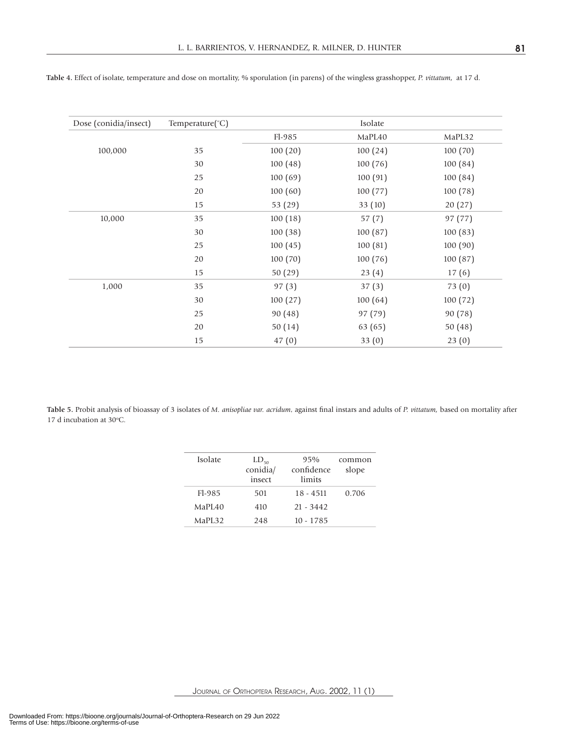**Table 4.** Effect of isolate, temperature and dose on mortality, % sporulation (in parens) of the wingless grasshopper, *P. vittatum,* at 17 d.

| Dose (conidia/insect) | Temperature(°C) | Isolate | | |
|---|---|---|---|---|
| | | Fl-985 | MaPL40 | MaPL32 |
| 100,000 | 35 | 100 (20) | 100 (24) | 100 (70) |
| | 30 | 100 (48) | 100 (76) | 100 (84) |
| | 25 | 100 (69) | 100 (91) | 100 (84) |
| | 20 | 100 (60) | 100 (77) | 100 (78) |
| | 15 | 53 (29) | 33 (10) | 20 (27) |
| 10,000 | 35 | 100 (18) | 57 (7) | 97 (77) |
| | 30 | 100 (38) | 100 (87) | 100 (83) |
| | 25 | 100 (45) | 100 (81) | 100 (90) |
| | 20 | 100 (70) | 100 (76) | 100 (87) |
| | 15 | 50 (29) | 23 (4) | 17 (6) |
| 1,000 | 35 | 97 (3) | 37 (3) | 73 (0) |
| | 30 | 100 (27) | 100 (64) | 100 (72) |
| | 25 | 90 (48) | 97 (79) | 90 (78) |
| | 20 | 50 (14) | 63 (65) | 50 (48) |
| | 15 | 47 (0) | 33 (0) | 23 (0) |

**Table 5.** Probit analysis of bioassay of 3 isolates of *M. anisopliae var. acridum*, against final instars and adults of *P. vittatum,* based on mortality after 17 d incubation at 30°C.

| Isolate | $LD_{50}$ conidia/ insect | 95% confidence limits | common slope |
|---|---|---|---|
| Fl-985 | 501 | 18 - 4511 | 0.706 |
| MaPL40 | 410 | 21 - 3442 | |
| MaPL32 | 248 | 10 - 1785 | |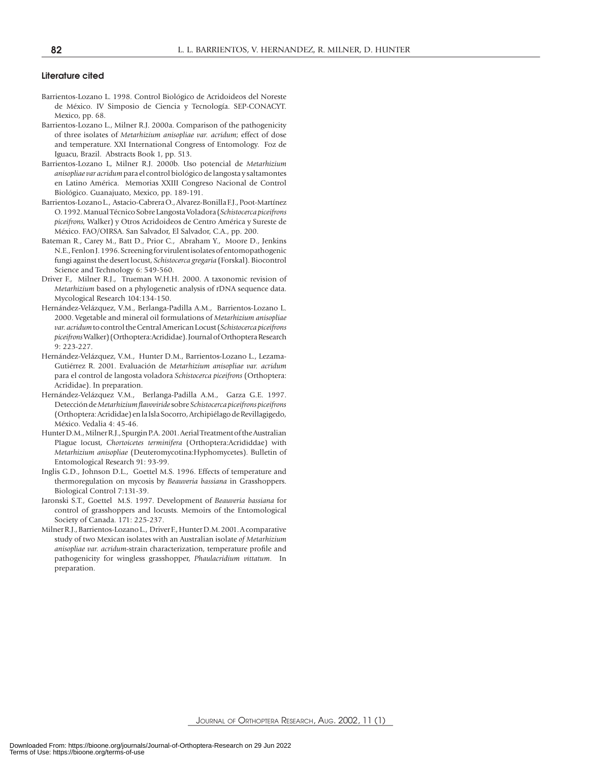## Literature cited

Barrientos-Lozano L. 1998. Control Biológico de Acridoideos del Noreste de México. IV Simposio de Ciencia y Tecnología. SEP-CONACYT. Mexico, pp. 68.

Barrientos-Lozano L., Milner R.J. 2000a. Comparison of the pathogenicity of three isolates of *Metarhizium anisopliae var. acridum*; effect of dose and temperature. XXI International Congress of Entomology. Foz de Iguacu, Brazil. Abstracts Book 1, pp. 513.

Barrientos-Lozano L, Milner R.J. 2000b. Uso potencial de *Metarhizium anisopliae var acridum* para el control biológico de langosta y saltamontes en Latino América. Memorias XXIII Congreso Nacional de Control Biológico. Guanajuato, Mexico, pp. 189-191.

Barrientos-Lozano L., Astacio-Cabrera O., Alvarez-Bonilla F.J., Poot-Martínez O. 1992. Manual Técnico Sobre Langosta Voladora (*Schistocerca piceifrons piceifrons*, Walker) y Otros Acridoideos de Centro América y Sureste de México. FAO/OIRSA. San Salvador, El Salvador, C.A., pp. 200.

Bateman R., Carey M., Batt D., Prior C., Abraham Y., Moore D., Jenkins N.E., Fenlon J. 1996. Screening for virulent isolates of entomopathogenic fungi against the desert locust, *Schistocerca gregaria* (Forskal). Biocontrol Science and Technology 6: 549-560.

Driver F., Milner R.J., Trueman W.H.H. 2000. A taxonomic revision of *Metarhizium* based on a phylogenetic analysis of rDNA sequence data. Mycological Research 104:134-150.

Hernández-Velázquez, V.M., Berlanga-Padilla A.M., Barrientos-Lozano L. 2000. Vegetable and mineral oil formulations of *Metarhizium anisopliae var. acridum* to control the Central American Locust (*Schistocerca piceifrons piceifrons* Walker) (Orthoptera:Acrididae). Journal of Orthoptera Research 9: 223-227.

Hernández-Velázquez, V.M., Hunter D.M., Barrientos-Lozano L., Lezama-Gutiérrez R. 2001. Evaluación de *Metarhizium anisopliae var. acridum* para el control de langosta voladora *Schistocerca piceifrons* (Orthoptera: Acrididae). In preparation.

Hernández-Velázquez V.M., Berlanga-Padilla A.M., Garza G.E. 1997. Detección de *Metarhizium flavoviride* sobre *Schistocerca piceifrons piceifrons* (Orthoptera: Acrididae) en la Isla Socorro, Archipiélago de Revillagigedo, México. Vedalia 4: 45-46.

Hunter D.M., Milner R.J., Spurgin P.A. 2001. Aerial Treatment of the Australian Plague locust, *Chortoicetes terminifera* (Orthoptera:Acrididdae) with *Metarhizium anisopliae* (Deuteromycotina:Hyphomycetes). Bulletin of Entomological Research 91: 93-99.

Inglis G.D., Johnson D.L., Goettel M.S. 1996. Effects of temperature and thermoregulation on mycosis by *Beauveria bassiana* in Grasshoppers. Biological Control 7:131-39.

Jaronski S.T., Goettel M.S. 1997. Development of *Beauveria bassiana* for control of grasshoppers and locusts. Memoirs of the Entomological Society of Canada. 171: 225-237.

Milner R.J., Barrientos-Lozano L., Driver F., Hunter D.M. 2001. A comparative study of two Mexican isolates with an Australian isolate *of Metarhizium anisopliae var. acridum*-strain characterization, temperature profile and pathogenicity for wingless grasshopper, *Phaulacridium vittatum*. In preparation.